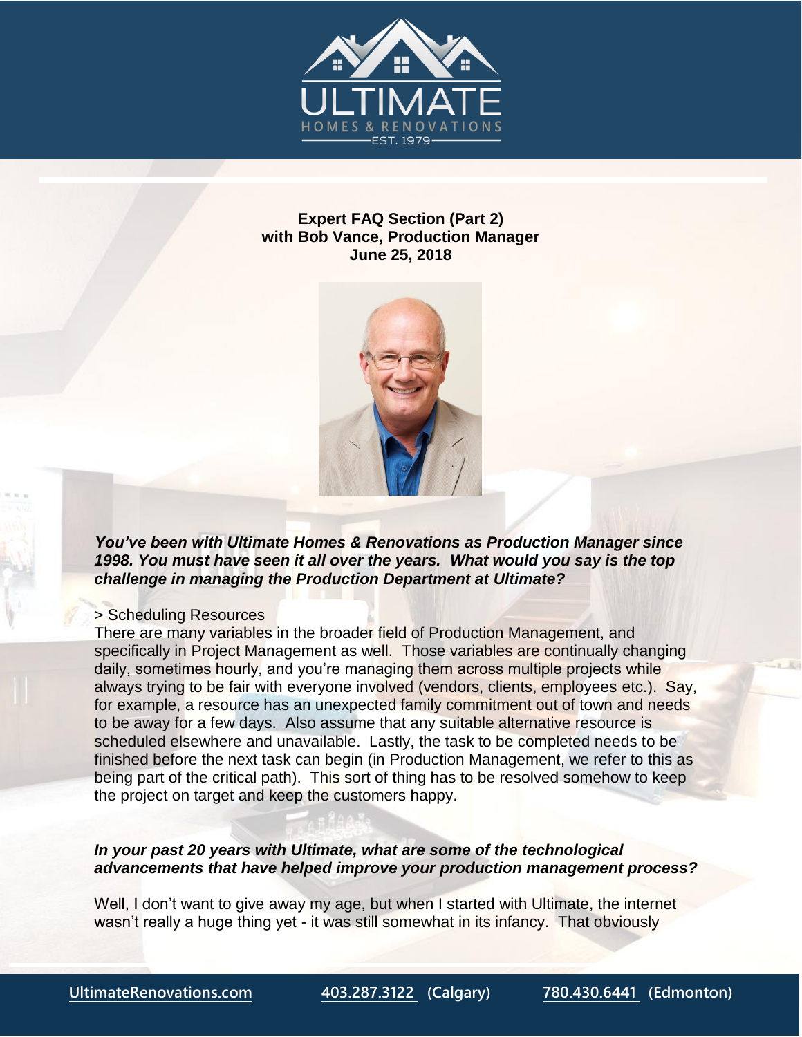**Expert FAQ Section (Part 2)**
**with Bob Vance, Production Manager**
**June 25, 2018**

***You've been with Ultimate Homes & Renovations as Production Manager since 1998. You must have seen it all over the years. What would you say is the top challenge in managing the Production Department at Ultimate?***

> Scheduling Resources

There are many variables in the broader field of Production Management, and specifically in Project Management as well. Those variables are continually changing daily, sometimes hourly, and you're managing them across multiple projects while always trying to be fair with everyone involved (vendors, clients, employees etc.). Say, for example, a resource has an unexpected family commitment out of town and needs to be away for a few days. Also assume that any suitable alternative resource is scheduled elsewhere and unavailable. Lastly, the task to be completed needs to be finished before the next task can begin (in Production Management, we refer to this as being part of the critical path). This sort of thing has to be resolved somehow to keep the project on target and keep the customers happy.

***In your past 20 years with Ultimate, what are some of the technological advancements that have helped improve your production management process?***

Well, I don't want to give away my age, but when I started with Ultimate, the internet wasn't really a huge thing yet - it was still somewhat in its infancy. That obviously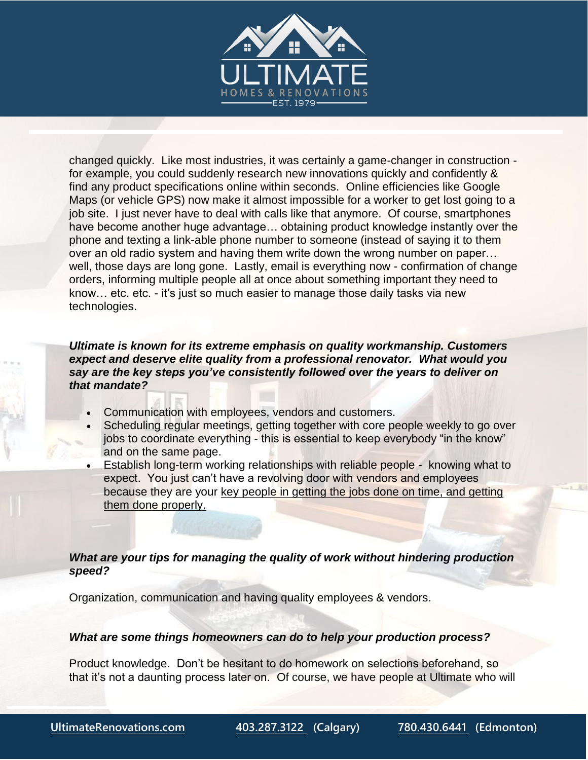changed quickly. Like most industries, it was certainly a game-changer in construction - for example, you could suddenly research new innovations quickly and confidently & find any product specifications online within seconds. Online efficiencies like Google Maps (or vehicle GPS) now make it almost impossible for a worker to get lost going to a job site. I just never have to deal with calls like that anymore. Of course, smartphones have become another huge advantage… obtaining product knowledge instantly over the phone and texting a link-able phone number to someone (instead of saying it to them over an old radio system and having them write down the wrong number on paper… well, those days are long gone. Lastly, email is everything now - confirmation of change orders, informing multiple people all at once about something important they need to know… etc. etc. - it's just so much easier to manage those daily tasks via new technologies.

***Ultimate is known for its extreme emphasis on quality workmanship. Customers expect and deserve elite quality from a professional renovator. What would you say are the key steps you've consistently followed over the years to deliver on that mandate?***

- Communication with employees, vendors and customers.
- Scheduling regular meetings, getting together with core people weekly to go over jobs to coordinate everything - this is essential to keep everybody "in the know" and on the same page.
- Establish long-term working relationships with reliable people - knowing what to expect. You just can't have a revolving door with vendors and employees because they are your key people in getting the jobs done on time, and getting them done properly.

***What are your tips for managing the quality of work without hindering production speed?***

Organization, communication and having quality employees & vendors.

***What are some things homeowners can do to help your production process?***

Product knowledge. Don't be hesitant to do homework on selections beforehand, so that it's not a daunting process later on. Of course, we have people at Ultimate who will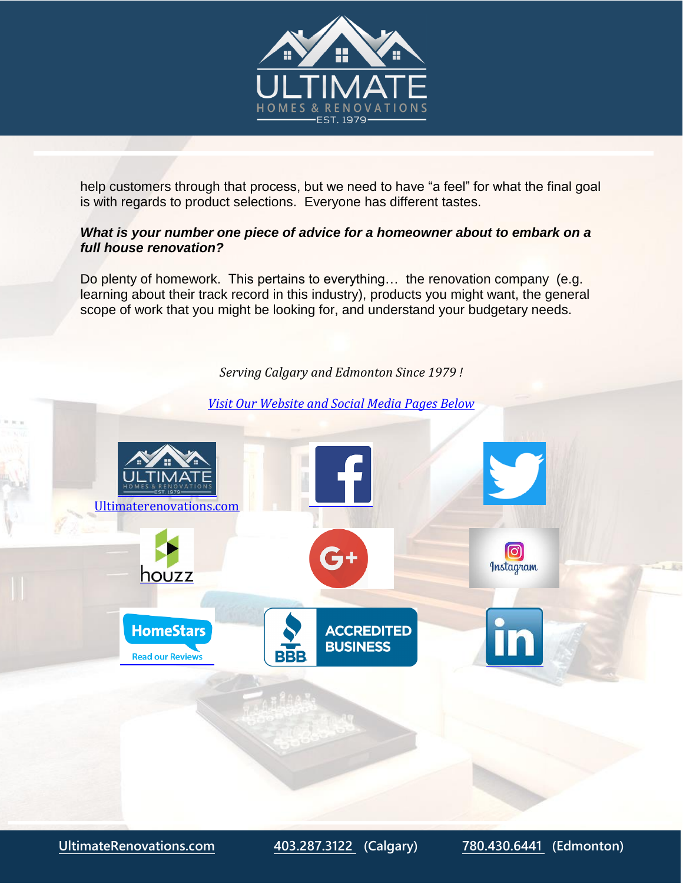help customers through that process, but we need to have “a feel” for what the final goal is with regards to product selections. Everyone has different tastes.

***What is your number one piece of advice for a homeowner about to embark on a full house renovation?***

Do plenty of homework. This pertains to everything… the renovation company (e.g. learning about their track record in this industry), products you might want, the general scope of work that you might be looking for, and understand your budgetary needs.

*Serving Calgary and Edmonton Since 1979 !*

*Visit Our Website and Social Media Pages Below*

Ultimaterenovations.com

UltimateRenovations.com 403.287.3122 (Calgary) 780.430.6441 (Edmonton)